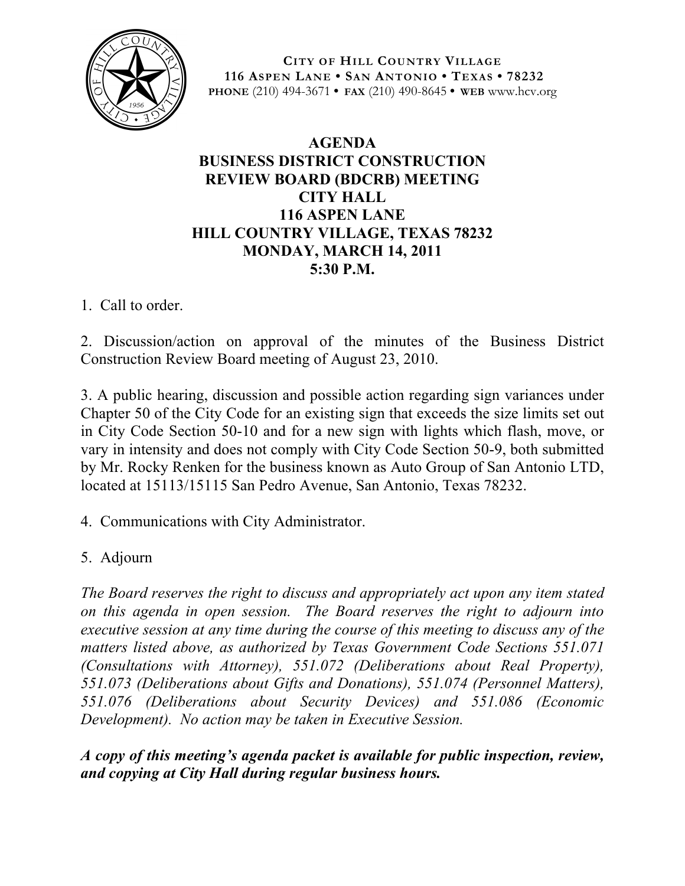**CITY OF HILL COUNTRY VILLAGE**
**116 ASPEN LANE • SAN ANTONIO • TEXAS • 78232**
**PHONE** (210) 494-3671 • **FAX** (210) 490-8645 • **WEB** www.hcv.org

# AGENDA
# BUSINESS DISTRICT CONSTRUCTION REVIEW BOARD (BDCRB) MEETING
## CITY HALL
## 116 ASPEN LANE
## HILL COUNTRY VILLAGE, TEXAS 78232
## MONDAY, MARCH 14, 2011
## 5:30 P.M.

1. Call to order.

2. Discussion/action on approval of the minutes of the Business District Construction Review Board meeting of August 23, 2010.

3. A public hearing, discussion and possible action regarding sign variances under Chapter 50 of the City Code for an existing sign that exceeds the size limits set out in City Code Section 50-10 and for a new sign with lights which flash, move, or vary in intensity and does not comply with City Code Section 50-9, both submitted by Mr. Rocky Renken for the business known as Auto Group of San Antonio LTD, located at 15113/15115 San Pedro Avenue, San Antonio, Texas 78232.

4. Communications with City Administrator.

5. Adjourn

*The Board reserves the right to discuss and appropriately act upon any item stated on this agenda in open session. The Board reserves the right to adjourn into executive session at any time during the course of this meeting to discuss any of the matters listed above, as authorized by Texas Government Code Sections 551.071 (Consultations with Attorney), 551.072 (Deliberations about Real Property), 551.073 (Deliberations about Gifts and Donations), 551.074 (Personnel Matters), 551.076 (Deliberations about Security Devices) and 551.086 (Economic Development). No action may be taken in Executive Session.*

***A copy of this meeting's agenda packet is available for public inspection, review, and copying at City Hall during regular business hours.***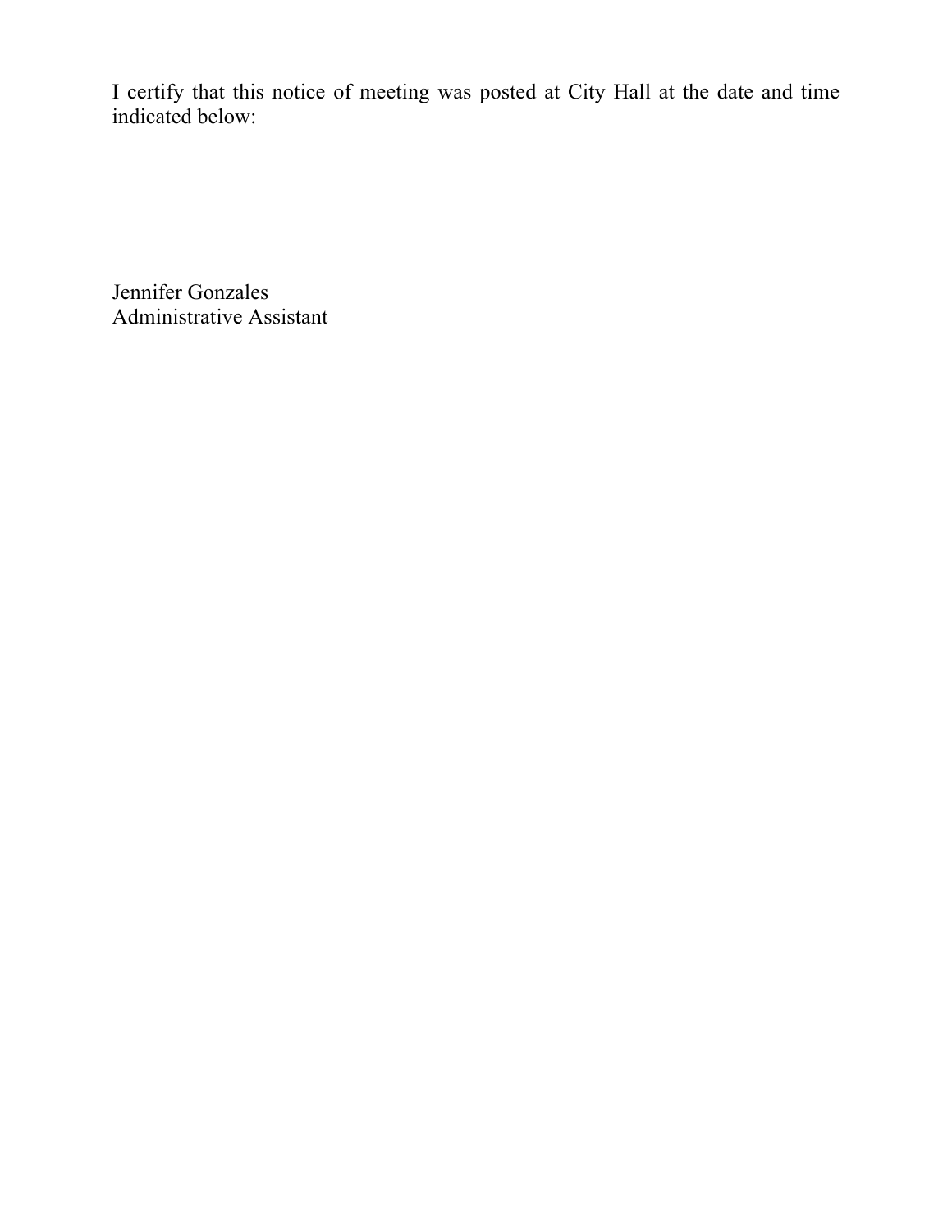I certify that this notice of meeting was posted at City Hall at the date and time indicated below:

Jennifer Gonzales
Administrative Assistant